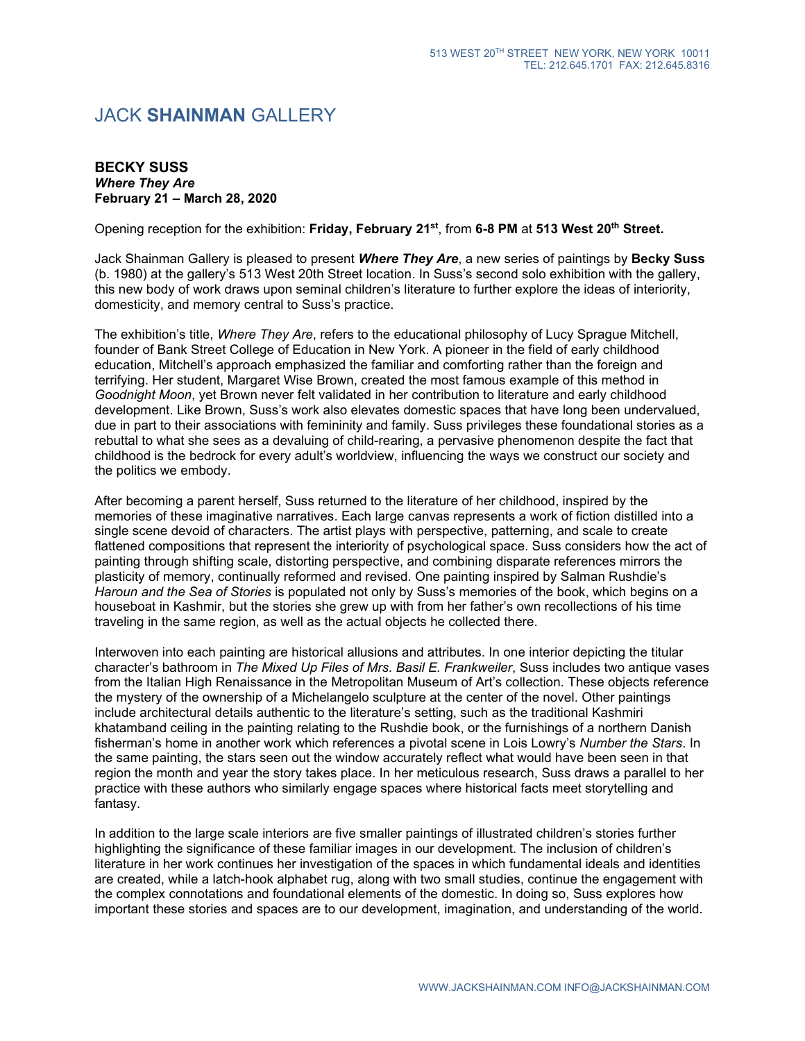513 WEST 20TH STREET NEW YORK, NEW YORK 10011
TEL: 212.645.1701 FAX: 212.645.8316

# JACK **SHAINMAN** GALLERY

**BECKY SUSS**
***Where They Are***
**February 21 – March 28, 2020**

Opening reception for the exhibition: **Friday, February 21st**, from **6-8 PM** at **513 West 20th Street.**

Jack Shainman Gallery is pleased to present ***Where They Are***, a new series of paintings by **Becky Suss** (b. 1980) at the gallery's 513 West 20th Street location. In Suss's second solo exhibition with the gallery, this new body of work draws upon seminal children's literature to further explore the ideas of interiority, domesticity, and memory central to Suss's practice.

The exhibition's title, *Where They Are*, refers to the educational philosophy of Lucy Sprague Mitchell, founder of Bank Street College of Education in New York. A pioneer in the field of early childhood education, Mitchell's approach emphasized the familiar and comforting rather than the foreign and terrifying. Her student, Margaret Wise Brown, created the most famous example of this method in *Goodnight Moon*, yet Brown never felt validated in her contribution to literature and early childhood development. Like Brown, Suss's work also elevates domestic spaces that have long been undervalued, due in part to their associations with femininity and family. Suss privileges these foundational stories as a rebuttal to what she sees as a devaluing of child-rearing, a pervasive phenomenon despite the fact that childhood is the bedrock for every adult's worldview, influencing the ways we construct our society and the politics we embody.

After becoming a parent herself, Suss returned to the literature of her childhood, inspired by the memories of these imaginative narratives. Each large canvas represents a work of fiction distilled into a single scene devoid of characters. The artist plays with perspective, patterning, and scale to create flattened compositions that represent the interiority of psychological space. Suss considers how the act of painting through shifting scale, distorting perspective, and combining disparate references mirrors the plasticity of memory, continually reformed and revised. One painting inspired by Salman Rushdie's *Haroun and the Sea of Stories* is populated not only by Suss's memories of the book, which begins on a houseboat in Kashmir, but the stories she grew up with from her father's own recollections of his time traveling in the same region, as well as the actual objects he collected there.

Interwoven into each painting are historical allusions and attributes. In one interior depicting the titular character's bathroom in *The Mixed Up Files of Mrs. Basil E. Frankweiler*, Suss includes two antique vases from the Italian High Renaissance in the Metropolitan Museum of Art's collection. These objects reference the mystery of the ownership of a Michelangelo sculpture at the center of the novel. Other paintings include architectural details authentic to the literature's setting, such as the traditional Kashmiri khatamband ceiling in the painting relating to the Rushdie book, or the furnishings of a northern Danish fisherman's home in another work which references a pivotal scene in Lois Lowry's *Number the Stars*. In the same painting, the stars seen out the window accurately reflect what would have been seen in that region the month and year the story takes place. In her meticulous research, Suss draws a parallel to her practice with these authors who similarly engage spaces where historical facts meet storytelling and fantasy.

In addition to the large scale interiors are five smaller paintings of illustrated children's stories further highlighting the significance of these familiar images in our development. The inclusion of children's literature in her work continues her investigation of the spaces in which fundamental ideals and identities are created, while a latch-hook alphabet rug, along with two small studies, continue the engagement with the complex connotations and foundational elements of the domestic. In doing so, Suss explores how important these stories and spaces are to our development, imagination, and understanding of the world.

WWW.JACKSHAINMAN.COM INFO@JACKSHAINMAN.COM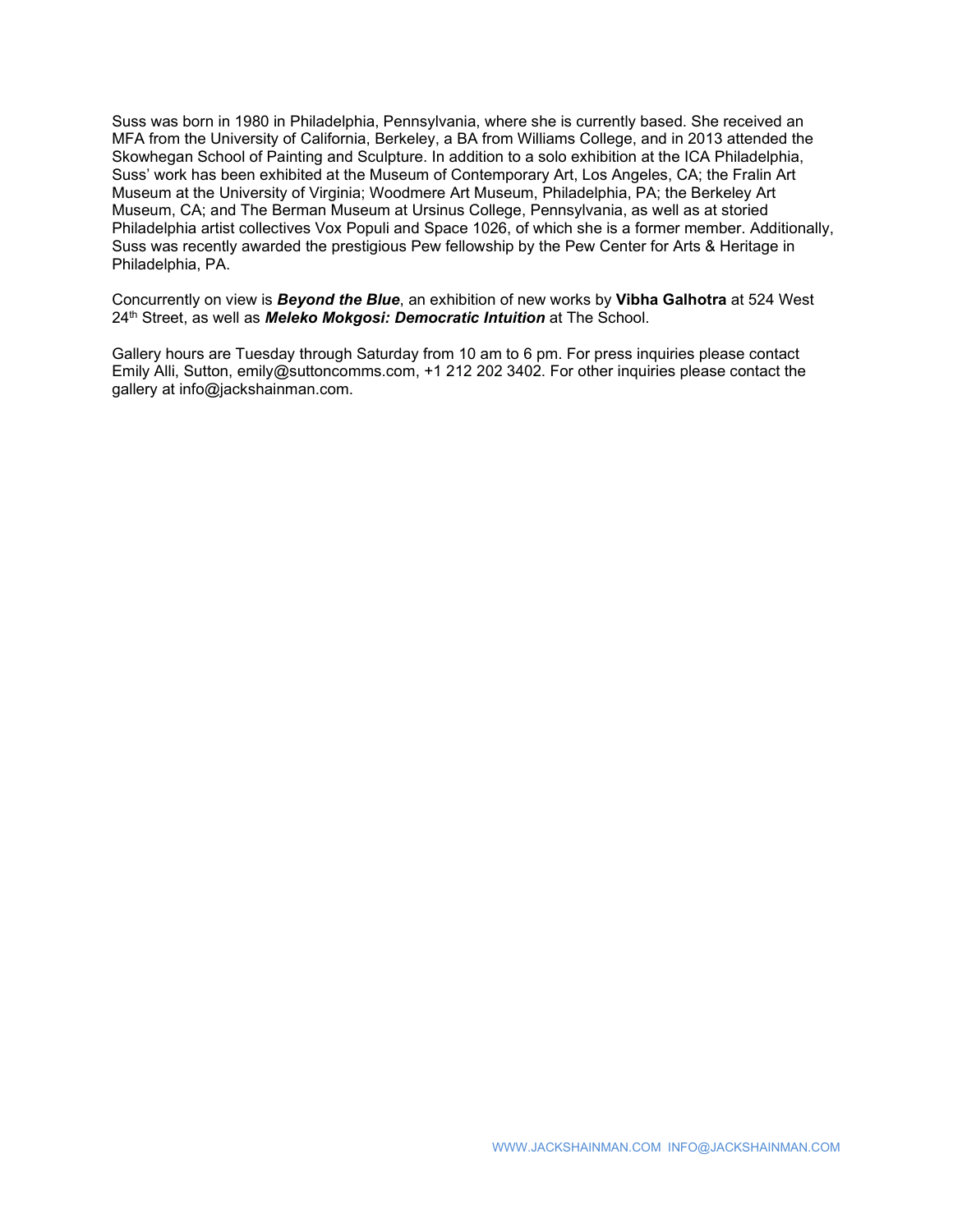Suss was born in 1980 in Philadelphia, Pennsylvania, where she is currently based. She received an MFA from the University of California, Berkeley, a BA from Williams College, and in 2013 attended the Skowhegan School of Painting and Sculpture. In addition to a solo exhibition at the ICA Philadelphia, Suss' work has been exhibited at the Museum of Contemporary Art, Los Angeles, CA; the Fralin Art Museum at the University of Virginia; Woodmere Art Museum, Philadelphia, PA; the Berkeley Art Museum, CA; and The Berman Museum at Ursinus College, Pennsylvania, as well as at storied Philadelphia artist collectives Vox Populi and Space 1026, of which she is a former member. Additionally, Suss was recently awarded the prestigious Pew fellowship by the Pew Center for Arts & Heritage in Philadelphia, PA.

Concurrently on view is ***Beyond the Blue***, an exhibition of new works by **Vibha Galhotra** at 524 West 24th Street, as well as ***Meleko Mokgosi: Democratic Intuition*** at The School.

Gallery hours are Tuesday through Saturday from 10 am to 6 pm. For press inquiries please contact Emily Alli, Sutton, emily@suttoncomms.com, +1 212 202 3402. For other inquiries please contact the gallery at info@jackshainman.com.